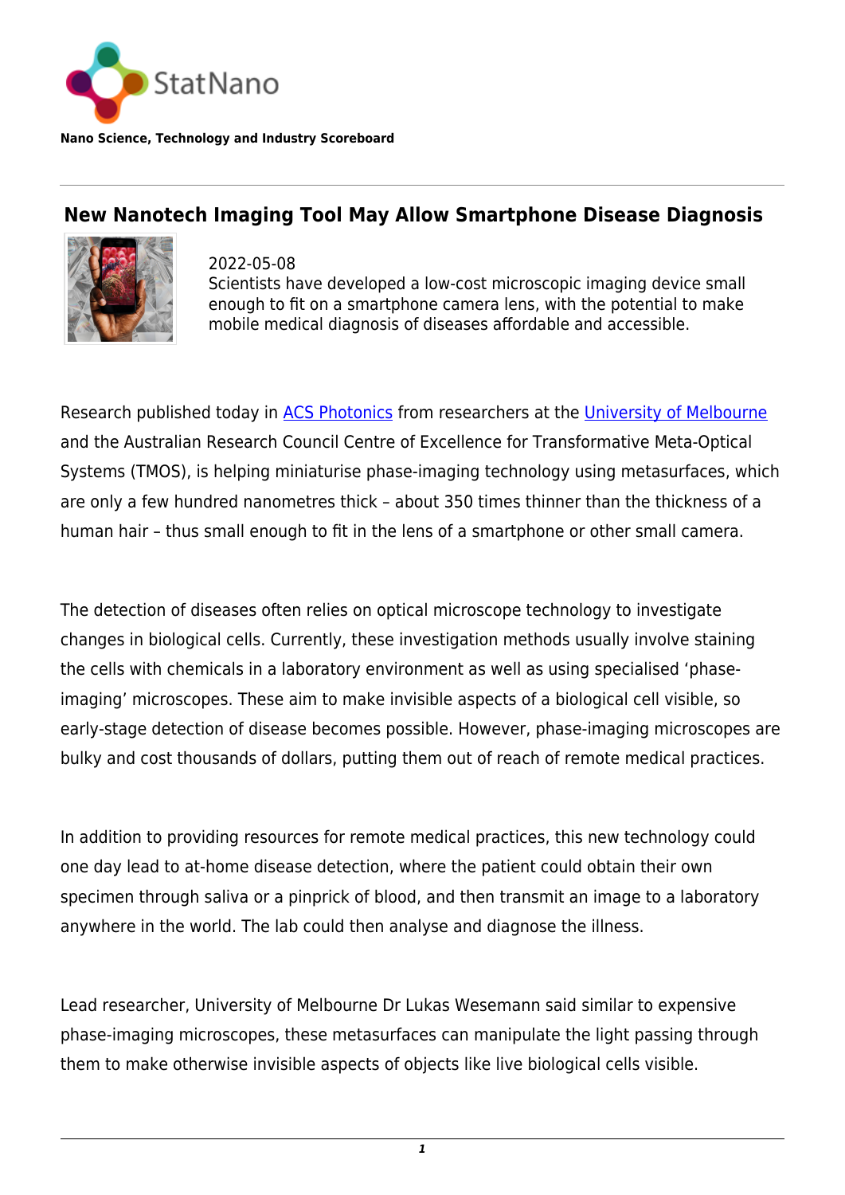StatNano

**Nano Science, Technology and Industry Scoreboard**

# New Nanotech Imaging Tool May Allow Smartphone Disease Diagnosis

2022-05-08

Scientists have developed a low-cost microscopic imaging device small enough to fit on a smartphone camera lens, with the potential to make mobile medical diagnosis of diseases affordable and accessible.

Research published today in ACS Photonics from researchers at the University of Melbourne and the Australian Research Council Centre of Excellence for Transformative Meta-Optical Systems (TMOS), is helping miniaturise phase-imaging technology using metasurfaces, which are only a few hundred nanometres thick – about 350 times thinner than the thickness of a human hair – thus small enough to fit in the lens of a smartphone or other small camera.

The detection of diseases often relies on optical microscope technology to investigate changes in biological cells. Currently, these investigation methods usually involve staining the cells with chemicals in a laboratory environment as well as using specialised 'phase-imaging' microscopes. These aim to make invisible aspects of a biological cell visible, so early-stage detection of disease becomes possible. However, phase-imaging microscopes are bulky and cost thousands of dollars, putting them out of reach of remote medical practices.

In addition to providing resources for remote medical practices, this new technology could one day lead to at-home disease detection, where the patient could obtain their own specimen through saliva or a pinprick of blood, and then transmit an image to a laboratory anywhere in the world. The lab could then analyse and diagnose the illness.

Lead researcher, University of Melbourne Dr Lukas Wesemann said similar to expensive phase-imaging microscopes, these metasurfaces can manipulate the light passing through them to make otherwise invisible aspects of objects like live biological cells visible.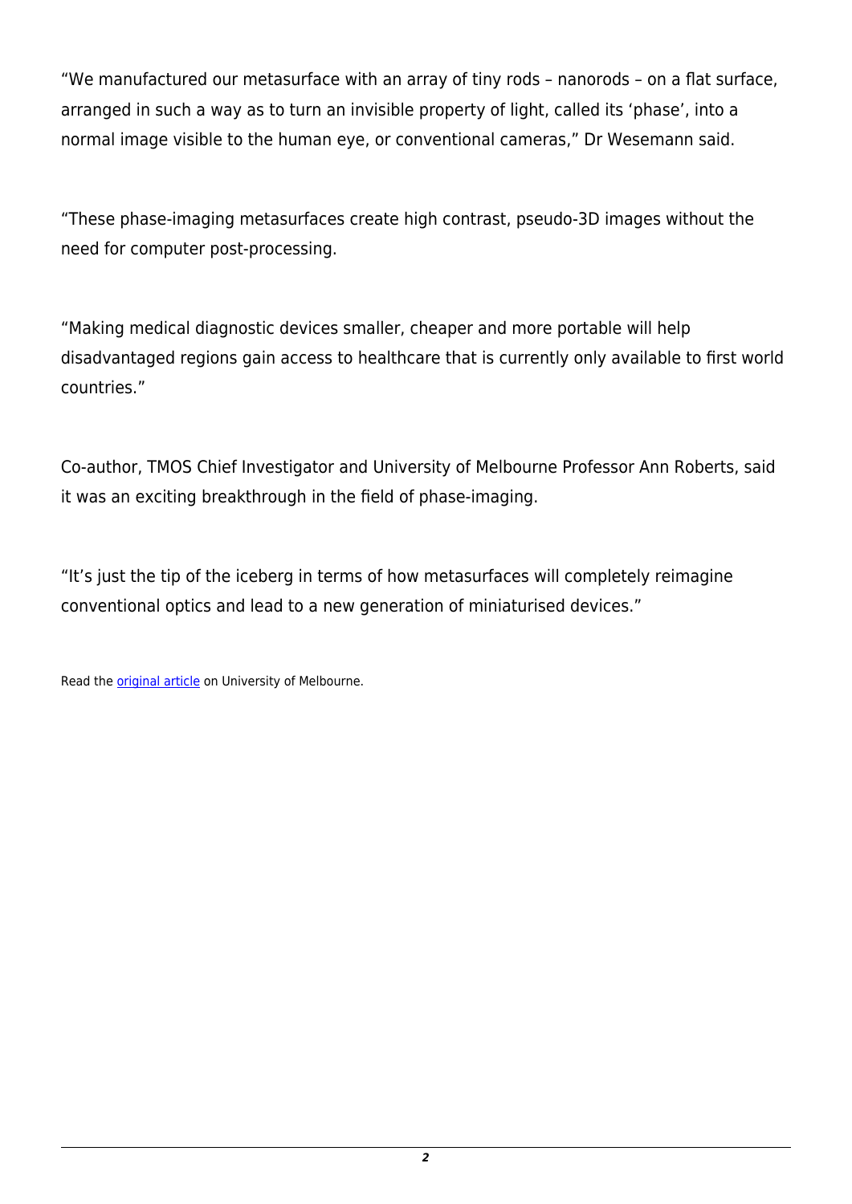"We manufactured our metasurface with an array of tiny rods – nanorods – on a flat surface, arranged in such a way as to turn an invisible property of light, called its 'phase', into a normal image visible to the human eye, or conventional cameras," Dr Wesemann said.

"These phase-imaging metasurfaces create high contrast, pseudo-3D images without the need for computer post-processing.

"Making medical diagnostic devices smaller, cheaper and more portable will help disadvantaged regions gain access to healthcare that is currently only available to first world countries."

Co-author, TMOS Chief Investigator and University of Melbourne Professor Ann Roberts, said it was an exciting breakthrough in the field of phase-imaging.

"It's just the tip of the iceberg in terms of how metasurfaces will completely reimagine conventional optics and lead to a new generation of miniaturised devices."

Read the original article on University of Melbourne.